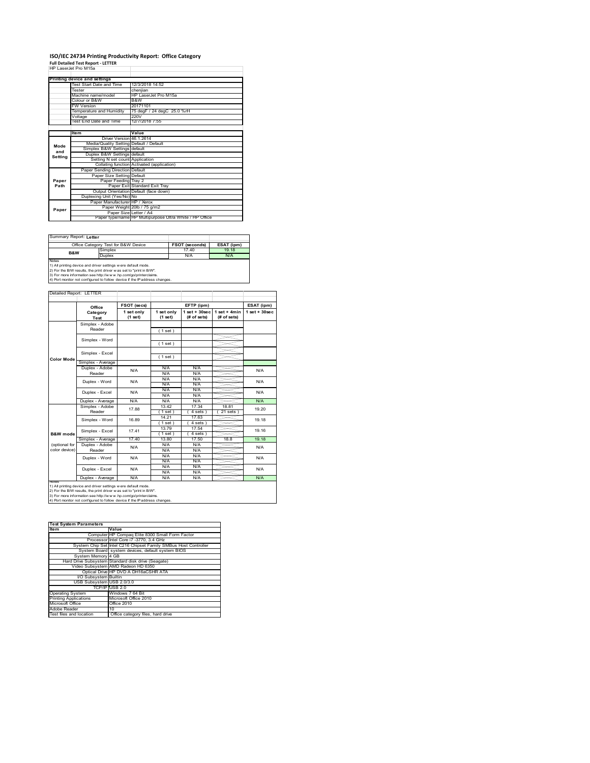# ISO/IEC 24734 Printing Productivity Report: Office Category

**Full Detailed Test Report - LETTER**

HP LaserJet Pro M15a

| | | |
|---|---|---|
| **Printing device and settings** | | |
| | Test Start Date and Time | 12/3/2018 14:52 |
| | Tester | chenjian |
| | Machine name/model | HP LaserJet Pro M15a |
| | Colour or B&W | B&W |
| | FW Version | 20171101 |
| | Temperature and Humidity | 75 degF / 24 degC 25.0 %rH |
| | Voltage | 220V |
| | Test End Date and Time | 12/7/2018 7:55 |

| | Item | Value |
|---|---|---|
| Mode and Setting | Driver Version | 46.1.2614 |
| | Media/Quality Setting | Default / Default |
| | Simplex B&W Settings | default |
| | Duplex B&W Settings | default |
| | Setting N set count | Application |
| | Collating function | Activated (application) |
| Paper Path | Paper Sending Direction | Default |
| | Paper Size Setting | Default |
| | Paper Feeding | Tray 2 |
| | Paper Exit | Standard Exit Tray |
| | Output Orientation | Default (face down) |
| | Duplexing Unit (Yes/No) | No |
| Paper | Paper Manufacturer | HP / Xerox |
| | Paper Weight | 20lb / 75 g/m2 |
| | Paper Size | Letter / A4 |
| | Paper type/name | HP Multipurpose Ultra White / HP Office |

Summary Report: **Letter**

| Office Category Test for B&W Device | | FSOT (seconds) | ESAT (ipm) |
|---|---|---|---|
| B&W | Simplex | 17.40 | 19.18 |
| | Duplex | N/A | N/A |

Notes
1) All printing device and driver settings were default mode.
2) For the B/W results, the print driver was set to "print in B/W".
3) For more information see http://www.hp.com/go/printerclaims.
4) Port monitor not configured to follow device if the IP address changes.

Detailed Report: LETTER

| | Office Category Test | FSOT (secs) 1 set only (1 set) | EFTP (ipm) 1 set only (1 set) | EFTP (ipm) 1 set + 30sec (# of sets) | EFTP (ipm) 1 set + 4min (# of sets) | ESAT (ipm) 1 set + 30sec |
|---|---|---|---|---|---|---|
| Color Mode | Simplex - Adobe Reader | | ( 1 set ) | | | |
| | Simplex - Word | | ( 1 set ) | | | |
| | Simplex - Excel | | ( 1 set ) | | | |
| | Simplex - Average | | | | | |
| | Duplex - Adobe Reader | N/A | N/A / N/A | N/A / N/A | | N/A |
| | Duplex - Word | N/A | N/A / N/A | N/A / N/A | | N/A |
| | Duplex - Excel | N/A | N/A / N/A | N/A / N/A | | N/A |
| | Duplex - Average | N/A | N/A | N/A | | N/A |
| B&W mode (optional for color device) | Simplex - Adobe Reader | 17.88 | 13.42 ( 1 set ) | 17.34 ( 4 sets ) | 18.81 ( 21 sets ) | 19.20 |
| | Simplex - Word | 16.89 | 14.21 ( 1 set ) | 17.63 ( 4 sets ) | | 19.18 |
| | Simplex - Excel | 17.41 | 13.79 ( 1 set ) | 17.54 ( 4 sets ) | | 19.16 |
| | Simplex - Average | 17.40 | 13.80 | 17.50 | 18.8 | 19.18 |
| | Duplex - Adobe Reader | N/A | N/A / N/A | N/A / N/A | | N/A |
| | Duplex - Word | N/A | N/A / N/A | N/A / N/A | | N/A |
| | Duplex - Excel | N/A | N/A / N/A | N/A / N/A | | N/A |
| | Duplex - Average | N/A | N/A | N/A | | N/A |

Notes
1) All printing device and driver settings were default mode.
2) For the B/W results, the print driver was set to "print in B/W".
3) For more information see http://www.hp.com/go/printerclaims.
4) Port monitor not configured to follow device if the IP address changes.

| **Test System Parameters** | |
|---|---|
| **Item** | **Value** |
| Computer | HP Compaq Elite 8300 Small Form Factor |
| Processor | Intel Core i7 -3770, 3.4 GHz |
| System Chip Set | Intel C216 Chipset Family SMBus Host Controller |
| System Board | system devices, default system BIOS |
| System Memory | 4 GB |
| Hard Drive Subsystem | Standard disk drive (Seagate) |
| Video Subsystem | AMD Radeon HD 6350 |
| Optical Drive | HP DVD A DH16aCSHR ATA |
| I/O Subsystem | Builtin |
| USB Subsystem | USB 2.0/3.0 |
| TCP/IP | USB 2.0 |
| Operating System | Windows 7 64 Bit |
| Printing Applications | Microsoft Office 2010 |
| Microsoft Office | Office 2010 |
| Adobe Reader | 10 |
| Test files and location | Office category files, hard drive |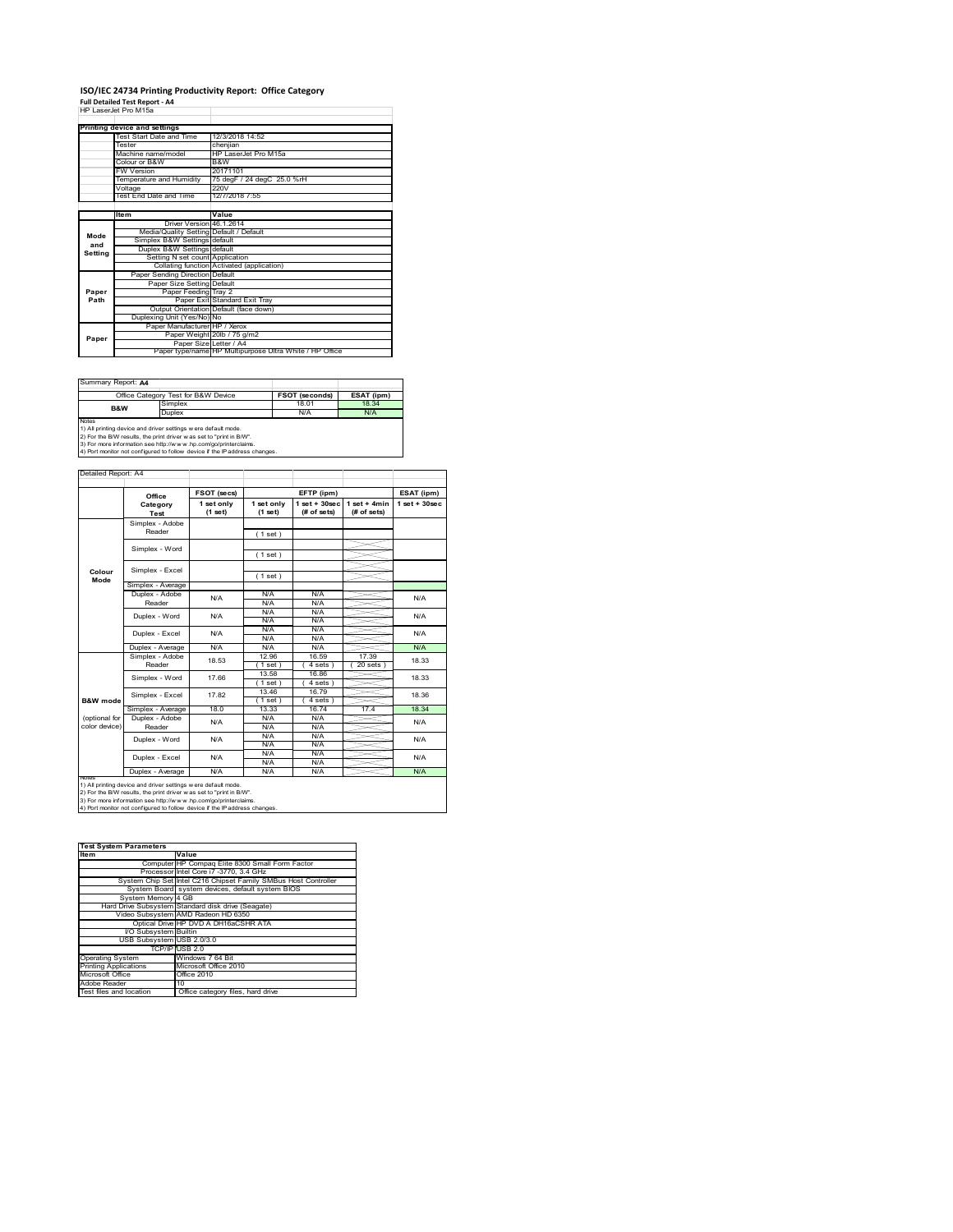# ISO/IEC 24734 Printing Productivity Report: Office Category

**Full Detailed Test Report - A4**

HP LaserJet Pro M15a

| Printing device and settings | |
|---|---|
| Test Start Date and Time | 12/3/2018 14:52 |
| Tester | chenjian |
| Machine name/model | HP LaserJet Pro M15a |
| Colour or B&W | B&W |
| FW Version | 20171101 |
| Temperature and Humidity | 75 degF / 24 degC 25.0 %rH |
| Voltage | 220V |
| Test End Date and Time | 12/7/2018 7:55 |

| | Item | Value |
|---|---|---|
| Mode and Setting | Driver Version | 46.1.2614 |
| | Media/Quality Setting | Default / Default |
| | Simplex B&W Settings | default |
| | Duplex B&W Settings | default |
| | Setting N set count | Application |
| | Collating function | Activated (application) |
| Paper Path | Paper Sending Direction | Default |
| | Paper Size Setting | Default |
| | Paper Feeding | Tray 2 |
| | Paper Exit | Standard Exit Tray |
| | Output Orientation | Default (face down) |
| | Duplexing Unit (Yes/No) | No |
| Paper | Paper Manufacturer | HP / Xerox |
| | Paper Weight | 20lb / 75 g/m2 |
| | Paper Size | Letter / A4 |
| | Paper type/name | HP Multipurpose Ultra White / HP Office |

Summary Report: **A4**

| Office Category Test for B&W Device | | FSOT (seconds) | ESAT (ipm) |
|---|---|---|---|
| B&W | Simplex | 18.01 | 18.34 |
| | Duplex | N/A | N/A |

Notes
1) All printing device and driver settings were default mode.
2) For the B/W results, the print driver was set to "print in B/W".
3) For more information see http://www.hp.com/go/printerclaims.
4) Port monitor not configured to follow device if the IP address changes.

Detailed Report: A4

| | Office Category Test | FSOT (secs) 1 set only (1 set) | EFTP (ipm) 1 set only (1 set) | EFTP (ipm) 1 set + 30sec (# of sets) | EFTP (ipm) 1 set + 4min (# of sets) | ESAT (ipm) 1 set + 30sec |
|---|---|---|---|---|---|---|
| Colour Mode | Simplex - Adobe Reader | | ( 1 set ) | | | |
| | Simplex - Word | | ( 1 set ) | | | |
| | Simplex - Excel | | ( 1 set ) | | | |
| | Simplex - Average | | | | | |
| | Duplex - Adobe Reader | N/A | N/A N/A | N/A N/A | | N/A |
| | Duplex - Word | N/A | N/A N/A | N/A N/A | | N/A |
| | Duplex - Excel | N/A | N/A N/A | N/A N/A | | N/A |
| | Duplex - Average | N/A | N/A | N/A | | N/A |
| B&W mode (optional for color device) | Simplex - Adobe Reader | 18.53 | 12.96 ( 1 set ) | 16.59 ( 4 sets ) | 17.39 ( 20 sets ) | 18.33 |
| | Simplex - Word | 17.66 | 13.58 ( 1 set ) | 16.86 ( 4 sets ) | | 18.33 |
| | Simplex - Excel | 17.82 | 13.46 ( 1 set ) | 16.79 ( 4 sets ) | | 18.36 |
| | Simplex - Average | 18.0 | 13.33 | 16.74 | 17.4 | 18.34 |
| | Duplex - Adobe Reader | N/A | N/A N/A | N/A N/A | | N/A |
| | Duplex - Word | N/A | N/A N/A | N/A N/A | | N/A |
| | Duplex - Excel | N/A | N/A N/A | N/A N/A | | N/A |
| | Duplex - Average | N/A | N/A | N/A | | N/A |

Notes
1) All printing device and driver settings were default mode.
2) For the B/W results, the print driver was set to "print in B/W".
3) For more information see http://www.hp.com/go/printerclaims.
4) Port monitor not configured to follow device if the IP address changes.

| Test System Parameters | |
|---|---|
| **Item** | **Value** |
| Computer | HP Compaq Elite 8300 Small Form Factor |
| Processor | Intel Core i7 -3770, 3.4 GHz |
| System Chip Set | Intel C216 Chipset Family SMBus Host Controller |
| System Board | system devices, default system BIOS |
| System Memory | 4 GB |
| Hard Drive Subsystem | Standard disk drive (Seagate) |
| Video Subsystem | AMD Radeon HD 6350 |
| Optical Drive | HP DVD A DH16aCSHR ATA |
| I/O Subsystem | Builtin |
| USB Subsystem | USB 2.0/3.0 |
| TCP/IP | USB 2.0 |
| Operating System | Windows 7 64 Bit |
| Printing Applications | Microsoft Office 2010 |
| Microsoft Office | Office 2010 |
| Adobe Reader | 10 |
| Test files and location | Office category files, hard drive |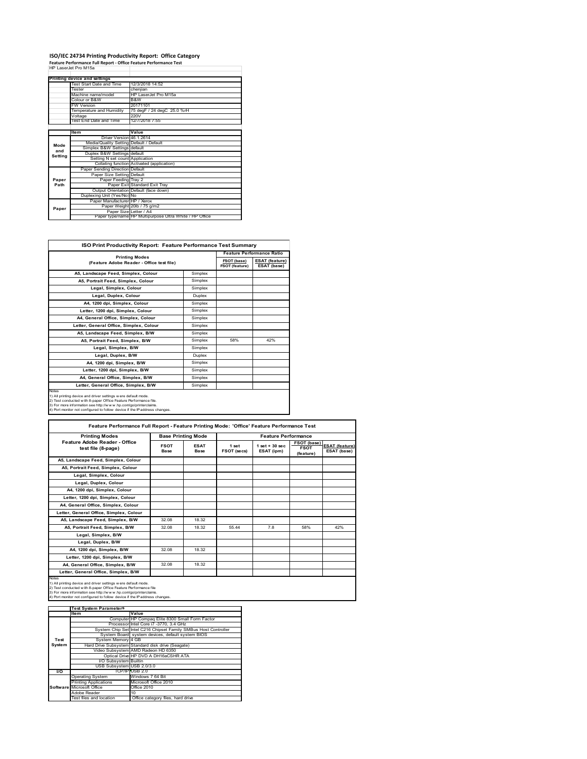# ISO/IEC 24734 Printing Productivity Report: Office Category

**Feature Performance Full Report - Office Feature Performance Test**

HP LaserJet Pro M15a

| Printing device and settings | |
|---|---|
| Test Start Date and Time | 12/3/2018 14:52 |
| Tester | chenjian |
| Machine name/model | HP LaserJet Pro M15a |
| Colour or B&W | B&W |
| FW Version | 20171101 |
| Temperature and Humidity | 75 degF / 24 degC 25.0 %rH |
| Voltage | 220V |
| Test End Date and Time | 12/7/2018 7:55 |

| | Item | Value |
|---|---|---|
| Mode and Setting | Driver Version | 46.1.2614 |
| | Media/Quality Setting | Default / Default |
| | Simplex B&W Settings | default |
| | Duplex B&W Settings | default |
| | Setting N set count | Application |
| | Collating function | Activated (application) |
| Paper Path | Paper Sending Direction | Default |
| | Paper Size Setting | Default |
| | Paper Feeding | Tray 2 |
| | Paper Exit | Standard Exit Tray |
| | Output Orientation | Default (face down) |
| | Duplexing Unit (Yes/No) | No |
| Paper | Paper Manufacturer | HP / Xerox |
| | Paper Weight | 20lb / 75 g/m2 |
| | Paper Size | Letter / A4 |
| | Paper type/name | HP Multipurpose Ultra White / HP Office |

**ISO Print Productivity Report: Feature Performance Test Summary**

| Printing Modes (Feature Adobe Reader - Office test file) | | Feature Performance Ratio FSOT (base) / FSOT (feature) | ESAT (feature) / ESAT (base) |
|---|---|---|---|
| A5, Landscape Feed, Simplex, Colour | Simplex | | |
| A5, Portrait Feed, Simplex, Colour | Simplex | | |
| Legal, Simplex, Colour | Simplex | | |
| Legal, Duplex, Colour | Duplex | | |
| A4, 1200 dpi, Simplex, Colour | Simplex | | |
| Letter, 1200 dpi, Simplex, Colour | Simplex | | |
| A4, General Office, Simplex, Colour | Simplex | | |
| Letter, General Office, Simplex, Colour | Simplex | | |
| A5, Landscape Feed, Simplex, B/W | Simplex | | |
| A5, Portrait Feed, Simplex, B/W | Simplex | 58% | 42% |
| Legal, Simplex, B/W | Simplex | | |
| Legal, Duplex, B/W | Duplex | | |
| A4, 1200 dpi, Simplex, B/W | Simplex | | |
| Letter, 1200 dpi, Simplex, B/W | Simplex | | |
| A4, General Office, Simplex, B/W | Simplex | | |
| Letter, General Office, Simplex, B/W | Simplex | | |

Notes
1) All printing device and driver settings were default mode.
2) Test conducted with 8-paper Office Feature Performance file.
3) For more information see http://www.hp.com/go/printerclaims.
4) Port monitor not configured to follow device if the IP address changes.

**Feature Performance Full Report - Feature Printing Mode: 'Office' Feature Performance Test**

| Printing Modes | Base Printing Mode | | Feature Performance | | | |
|---|---|---|---|---|---|---|
| Feature Adobe Reader - Office test file (8-page) | FSOT Base | ESAT Base | 1 set FSOT (secs) | 1 set + 30 sec ESAT (ipm) | FSOT (base) / FSOT (feature) | ESAT (feature) / ESAT (base) |
| A5, Landscape Feed, Simplex, Colour | | | | | | |
| A5, Portrait Feed, Simplex, Colour | | | | | | |
| Legal, Simplex, Colour | | | | | | |
| Legal, Duplex, Colour | | | | | | |
| A4, 1200 dpi, Simplex, Colour | | | | | | |
| Letter, 1200 dpi, Simplex, Colour | | | | | | |
| A4, General Office, Simplex, Colour | | | | | | |
| Letter, General Office, Simplex, Colour | | | | | | |
| A5, Landscape Feed, Simplex, B/W | 32.08 | 18.32 | | | | |
| A5, Portrait Feed, Simplex, B/W | 32.08 | 18.32 | 55.44 | 7.8 | 58% | 42% |
| Legal, Simplex, B/W | | | | | | |
| Legal, Duplex, B/W | | | | | | |
| A4, 1200 dpi, Simplex, B/W | 32.08 | 18.32 | | | | |
| Letter, 1200 dpi, Simplex, B/W | | | | | | |
| A4, General Office, Simplex, B/W | 32.08 | 18.32 | | | | |
| Letter, General Office, Simplex, B/W | | | | | | |

Notes
1) All printing device and driver settings were default mode.
2) Test conducted with 8-paper Office Feature Performance file
3) For more information see http://www.hp.com/go/printerclaims.
4) Port monitor not configured to follow device if the IP address changes.

| | Item | Value |
|---|---|---|
| Test System | Computer | HP Compaq Elite 8300 Small Form Factor |
| | Processor | Intel Core i7 -3770, 3.4 GHz |
| | System Chip Set | Intel C216 Chipset Family SMBus Host Controller |
| | System Board | system devices, default system BIOS |
| | System Memory | 4 GB |
| | Hard Drive Subsystem | Standard disk drive (Seagate) |
| | Video Subsystem | AMD Radeon HD 6350 |
| | Optical Drive | HP DVD A DH16aCSHR ATA |
| | I/O Subsystem | Builtin |
| | USB Subsystem | USB 2.0/3.0 |
| I/O | TCP/IP | USB 2.0 |
| Software | Operating System | Windows 7 64 Bit |
| | Printing Applications | Microsoft Office 2010 |
| | Microsoft Office | Office 2010 |
| | Adobe Reader | 10 |
| | Test files and location | Office category files, hard drive |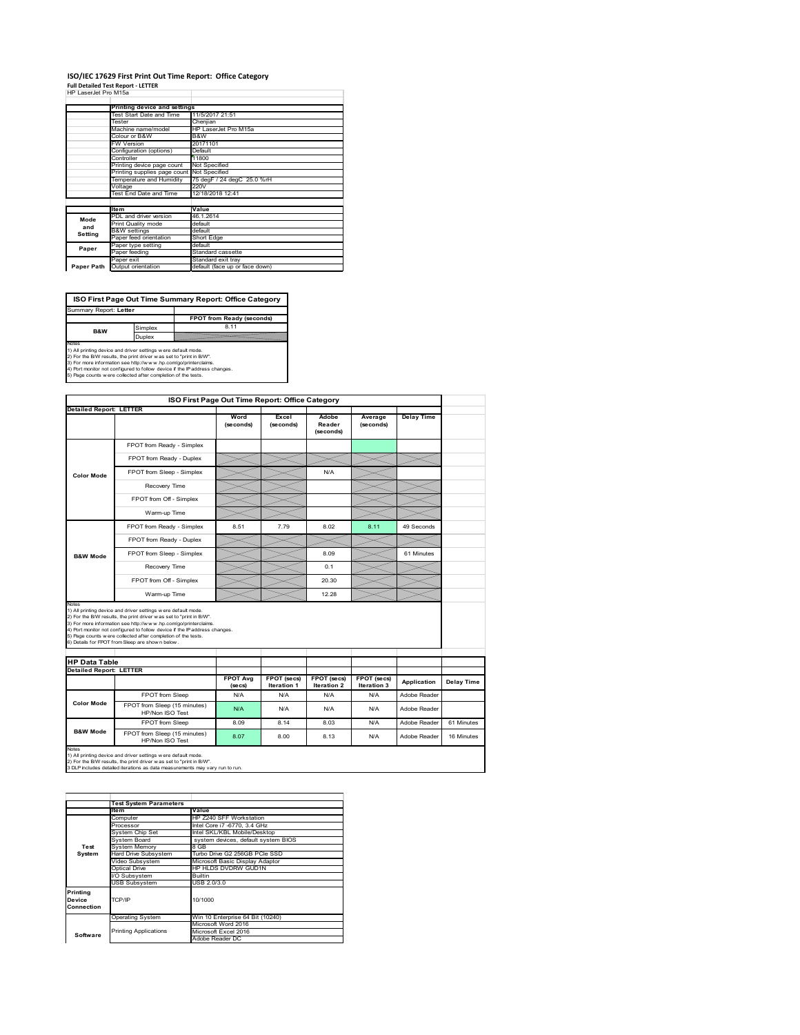# ISO/IEC 17629 First Print Out Time Report: Office Category

**Full Detailed Test Report - LETTER**

HP LaserJet Pro M15a

| | | |
|---|---|---|
| | **Printing device and settings** | |
| | Test Start Date and Time | 11/5/2017 21:51 |
| | Tester | Chenjian |
| | Machine name/model | HP LaserJet Pro M15a |
| | Colour or B&W | B&W |
| | FW Version | 20171101 |
| | Configuration (options) | Default |
| | Controller | 11800 |
| | Printing device page count | Not Specified |
| | Printing supplies page count | Not Specified |
| | Temperature and Humidity | 75 degF / 24 degC 25.0 %rH |
| | Voltage | 220V |
| | Test End Date and Time | 12/18/2018 12:41 |

| | Item | Value |
|---|---|---|
| Mode and Setting | PDL and driver version | 46.1.2614 |
| | Print Quality mode | default |
| | B&W settings | default |
| | Paper feed orientation | Short Edge |
| Paper | Paper type setting | default |
| | Paper feeding | Standard cassette |
| | Paper exit | Standard exit tray |
| Paper Path | Output orientation | default (face up or face down) |

| ISO First Page Out Time Summary Report: Office Category | | |
|---|---|---|
| Summary Report: **Letter** | | |
| | | **FPOT from Ready (seconds)** |
| **B&W** | Simplex | 8.11 |
| | Duplex | |

Notes
1) All printing device and driver settings were default mode.
2) For the B/W results, the print driver was set to "print in B/W".
3) For more information see http://www.hp.com/go/printerclaims.
4) Port monitor not configured to follow device if the IP address changes.
5) Page counts were collected after completion of the tests.

**ISO First Page Out Time Report: Office Category**

| Detailed Report: LETTER | | Word (seconds) | Excel (seconds) | Adobe Reader (seconds) | Average (seconds) | Delay Time |
|---|---|---|---|---|---|---|
| **Color Mode** | FPOT from Ready - Simplex | | | | | |
| | FPOT from Ready - Duplex | | | | | |
| | FPOT from Sleep - Simplex | | | N/A | | |
| | Recovery Time | | | | | |
| | FPOT from Off - Simplex | | | | | |
| | Warm-up Time | | | | | |
| **B&W Mode** | FPOT from Ready - Simplex | 8.51 | 7.79 | 8.02 | 8.11 | 49 Seconds |
| | FPOT from Ready - Duplex | | | | | |
| | FPOT from Sleep - Simplex | | | 8.09 | | 61 Minutes |
| | Recovery Time | | | 0.1 | | |
| | FPOT from Off - Simplex | | | 20.30 | | |
| | Warm-up Time | | | 12.28 | | |

Notes
1) All printing device and driver settings were default mode.
2) For the B/W results, the print driver was set to "print in B/W".
3) For more information see http://www.hp.com/go/printerclaims.
4) Port monitor not configured to follow device if the IP address changes.
5) Page counts were collected after completion of the tests.
6) Details for FPOT from Sleep are shown below.

**HP Data Table**

| Detailed Report: LETTER | | FPOT Avg (secs) | FPOT (secs) Iteration 1 | FPOT (secs) Iteration 2 | FPOT (secs) Iteration 3 | Application | Delay Time |
|---|---|---|---|---|---|---|---|
| **Color Mode** | FPOT from Sleep | N/A | N/A | N/A | N/A | Adobe Reader | |
| | FPOT from Sleep (15 minutes) HP/Non ISO Test | N/A | N/A | N/A | N/A | Adobe Reader | |
| **B&W Mode** | FPOT from Sleep | 8.09 | 8.14 | 8.03 | N/A | Adobe Reader | 61 Minutes |
| | FPOT from Sleep (15 minutes) HP/Non ISO Test | 8.07 | 8.00 | 8.13 | N/A | Adobe Reader | 16 Minutes |

Notes
1) All printing device and driver settings were default mode.
2) For the B/W results, the print driver was set to "print in B/W".
3 DLP includes detailed iterations as data measurements may vary run to run.

| | **Test System Parameters** | |
|---|---|---|
| | **Item** | **Value** |
| **Test System** | Computer | HP Z240 SFF Workstation |
| | Processor | Intel Core i7 -6770, 3.4 GHz |
| | System Chip Set | Intel SKL/KBL Mobile/Desktop |
| | System Board | system devices, default system BIOS |
| | System Memory | 8 GB |
| | Hard Drive Subsystem | Turbo Drive G2 256GB PCIe SSD |
| | Video Subsystem | Microsoft Basic Display Adaptor |
| | Optical Drive | HP HLDS DVDRW GUD1N |
| | I/O Subsystem | Builtin |
| | USB Subsystem | USB 2.0/3.0 |
| **Printing Device Connection** | TCP/IP | 10/1000 |
| **Software** | Operating System | Win 10 Enterprise 64 Bit (10240) |
| | Printing Applications | Microsoft Word 2016 |
| | | Microsoft Excel 2016 |
| | | Adobe Reader DC |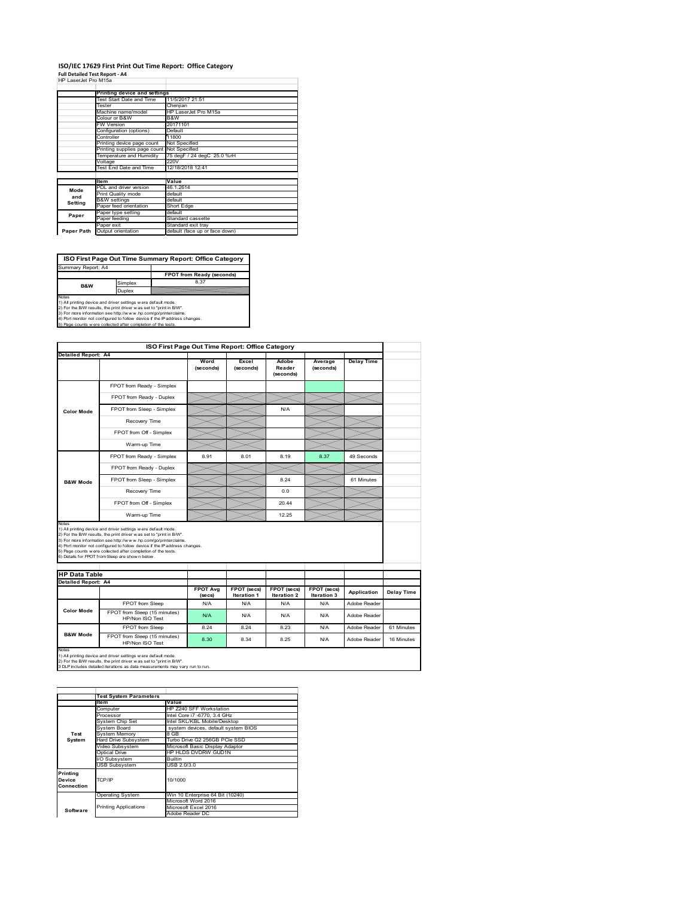# ISO/IEC 17629 First Print Out Time Report: Office Category

**Full Detailed Test Report - A4**

HP LaserJet Pro M15a

| | | |
|---|---|---|
| | **Printing device and settings** | |
| | Test Start Date and Time | 11/5/2017 21:51 |
| | Tester | Chenjian |
| | Machine name/model | HP LaserJet Pro M15a |
| | Colour or B&W | B&W |
| | FW Version | 20171101 |
| | Configuration (options) | Default |
| | Controller | 11800 |
| | Printing device page count | Not Specified |
| | Printing supplies page count | Not Specified |
| | Temperature and Humidity | 75 degF / 24 degC 25.0 %rH |
| | Voltage | 220V |
| | Test End Date and Time | 12/18/2018 12:41 |
| | **Item** | **Value** |
| Mode and Setting | PDL and driver version | 46.1.2614 |
| | Print Quality mode | default |
| | B&W settings | default |
| | Paper feed orientation | Short Edge |
| Paper | Paper type setting | default |
| | Paper feeding | Standard cassette |
| Paper Path | Paper exit | Standard exit tray |
| | Output orientation | default (face up or face down) |

## ISO First Page Out Time Summary Report: Office Category

Summary Report: A4

| | | FPOT from Ready (seconds) |
|---|---|---|
| B&W | Simplex | 8.37 |
| | Duplex | |

Notes
1) All printing device and driver settings were default mode.
2) For the B/W results, the print driver was set to "print in B/W".
3) For more information see http://www.hp.com/go/printerclaims.
4) Port monitor not configured to follow device if the IP address changes.
5) Page counts were collected after completion of the tests.

## ISO First Page Out Time Report: Office Category

Detailed Report: A4

| | | Word (seconds) | Excel (seconds) | Adobe Reader (seconds) | Average (seconds) | Delay Time |
|---|---|---|---|---|---|---|
| Color Mode | FPOT from Ready - Simplex | | | | | |
| | FPOT from Ready - Duplex | | | | | |
| | FPOT from Sleep - Simplex | | | N/A | | |
| | Recovery Time | | | | | |
| | FPOT from Off - Simplex | | | | | |
| | Warm-up Time | | | | | |
| B&W Mode | FPOT from Ready - Simplex | 8.91 | 8.01 | 8.19 | 8.37 | 49 Seconds |
| | FPOT from Ready - Duplex | | | | | |
| | FPOT from Sleep - Simplex | | | 8.24 | | 61 Minutes |
| | Recovery Time | | | 0.0 | | |
| | FPOT from Off - Simplex | | | 20.44 | | |
| | Warm-up Time | | | 12.25 | | |

Notes
1) All printing device and driver settings were default mode.
2) For the B/W results, the print driver was set to "print in B/W".
3) For more information see http://www.hp.com/go/printerclaims.
4) Port monitor not configured to follow device if the IP address changes.
5) Page counts were collected after completion of the tests.
6) Details for FPOT from Sleep are shown below.

## HP Data Table

Detailed Report: A4

| | | FPOT Avg (secs) | FPOT (secs) Iteration 1 | FPOT (secs) Iteration 2 | FPOT (secs) Iteration 3 | Application | Delay Time |
|---|---|---|---|---|---|---|---|
| Color Mode | FPOT from Sleep | N/A | N/A | N/A | N/A | Adobe Reader | |
| | FPOT from Sleep (15 minutes) HP/Non ISO Test | N/A | N/A | N/A | N/A | Adobe Reader | |
| B&W Mode | FPOT from Sleep | 8.24 | 8.24 | 8.23 | N/A | Adobe Reader | 61 Minutes |
| | FPOT from Sleep (15 minutes) HP/Non ISO Test | 8.30 | 8.34 | 8.25 | N/A | Adobe Reader | 16 Minutes |

Notes
1) All printing device and driver settings were default mode.
2) For the B/W results, the print driver was set to "print in B/W".
3 DLP includes detailed iterations as data measurements may vary run to run.

| | | |
|---|---|---|
| | **Test System Parameters** | |
| | **Item** | **Value** |
| Test System | Computer | HP Z240 SFF Workstation |
| | Processor | Intel Core i7 -6770, 3.4 GHz |
| | System Chip Set | Intel SKL/KBL Mobile/Desktop |
| | System Board | system devices, default system BIOS |
| | System Memory | 8 GB |
| | Hard Drive Subsystem | Turbo Drive G2 256GB PCIe SSD |
| | Video Subsystem | Microsoft Basic Display Adaptor |
| | Optical Drive | HP HLDS DVDRW GUD1N |
| | I/O Subsystem | Builtin |
| | USB Subsystem | USB 2.0/3.0 |
| Printing Device Connection | TCP/IP | 10/1000 |
| Software | Operating System | Win 10 Enterprise 64 Bit (10240) |
| | Printing Applications | Microsoft Word 2016<br>Microsoft Excel 2016<br>Adobe Reader DC |